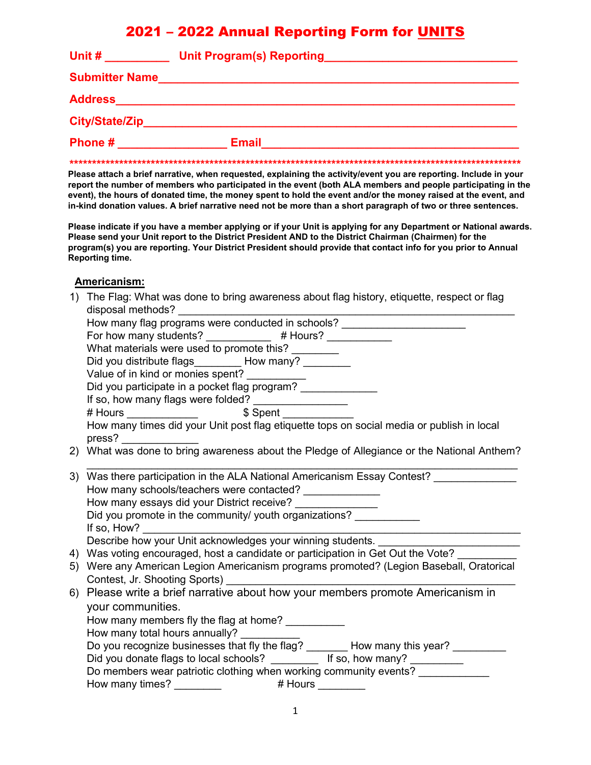# 2021 – 2022 Annual Reporting Form for UNITS

**Unit # __________ Unit Program(s) Reporting______________________________**

**Submitter Name_____________________________________________________**

**Address__________________________________________________________**

**City/State/Zip______________________________________________________**

**Phone # ________________ Email_____________________________________**

******************************************************************************************

**Please attach a brief narrative, when requested, explaining the activity/event you are reporting. Include in your report the number of members who participated in the event (both ALA members and people participating in the event), the hours of donated time, the money spent to hold the event and/or the money raised at the event, and in-kind donation values. A brief narrative need not be more than a short paragraph of two or three sentences.**

**Please indicate if you have a member applying or if your Unit is applying for any Department or National awards. Please send your Unit report to the District President AND to the District Chairman (Chairmen) for the program(s) you are reporting. Your District President should provide that contact info for you prior to Annual Reporting time.**

## Americanism:

1) The Flag: What was done to bring awareness about flag history, etiquette, respect or flag disposal methods? ___________________________________________________
   How many flag programs were conducted in schools? ____________________
   For how many students? ___________ # Hours? ___________
   What materials were used to promote this? ________
   Did you distribute flags________ How many? ________
   Value of in kind or monies spent? __________
   Did you participate in a pocket flag program? _____________
   If so, how many flags were folded? ________________
   # Hours ____________ $ Spent ____________
   How many times did your Unit post flag etiquette tops on social media or publish in local press? ____________
2) What was done to bring awareness about the Pledge of Allegiance or the National Anthem?
   ______________________________________________________________________
3) Was there participation in the ALA National Americanism Essay Contest? _____________
   How many schools/teachers were contacted? ____________
   How many essays did your District receive? ______________
   Did you promote in the community/ youth organizations? ___________
   If so, How? _____________________________________________________________
   Describe how your Unit acknowledges your winning students. _______________________
4) Was voting encouraged, host a candidate or participation in Get Out the Vote? __________
5) Were any American Legion Americanism programs promoted? (Legion Baseball, Oratorical Contest, Jr. Shooting Sports) ___________________________________________
6) Please write a brief narrative about how your members promote Americanism in your communities.
   How many members fly the flag at home? __________
   How many total hours annually? __________
   Do you recognize businesses that fly the flag? _______ How many this year? _________
   Did you donate flags to local schools? ________ If so, how many? _________
   Do members wear patriotic clothing when working community events? ____________
   How many times? ________ # Hours ________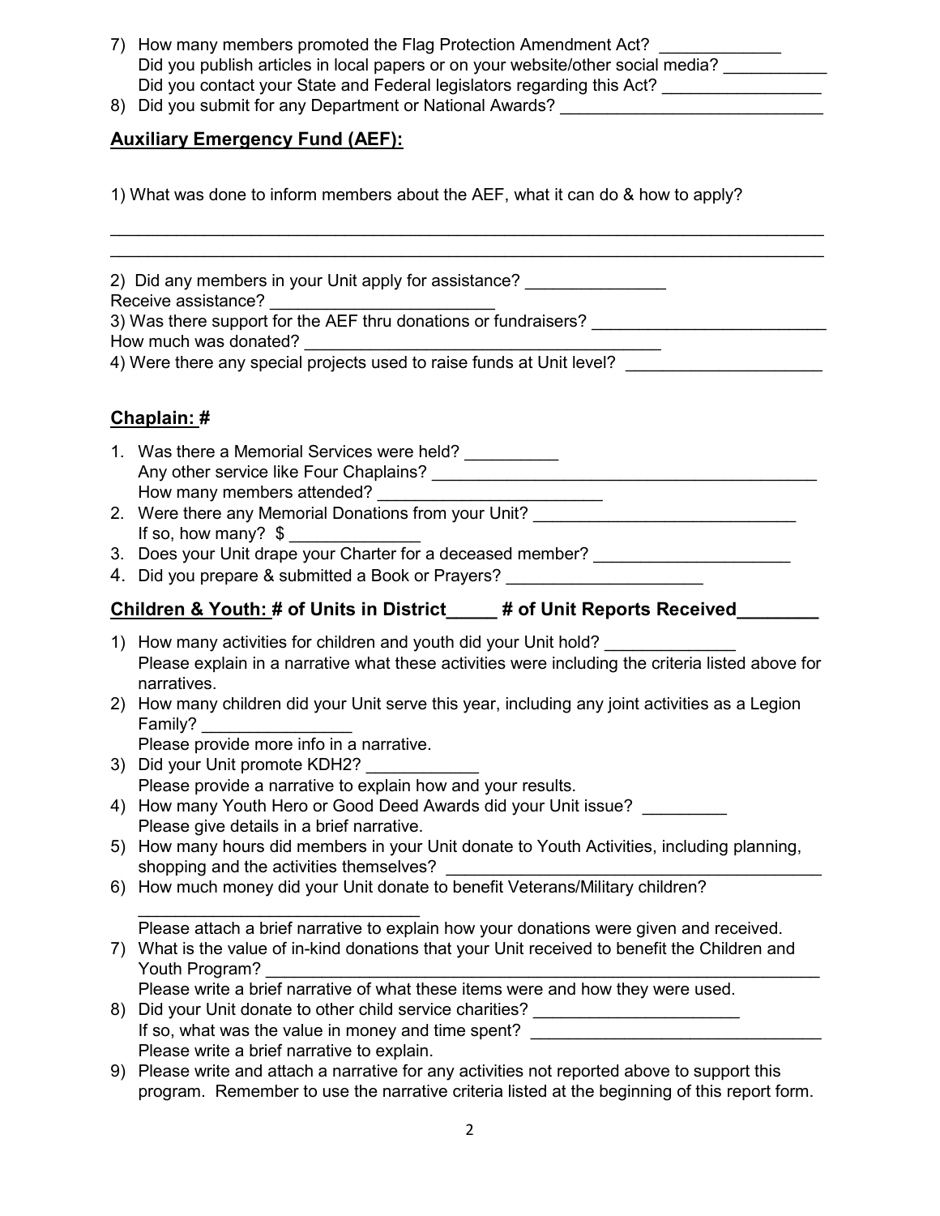7) How many members promoted the Flag Protection Amendment Act? _____________
   Did you publish articles in local papers or on your website/other social media? ___________
   Did you contact your State and Federal legislators regarding this Act? _________________
8) Did you submit for any Department or National Awards? ______________________________

## Auxiliary Emergency Fund (AEF):

1) What was done to inform members about the AEF, what it can do & how to apply?

______________________________________________________________________________
______________________________________________________________________________

2) Did any members in your Unit apply for assistance? _______________
Receive assistance? _________________________
3) Was there support for the AEF thru donations or fundraisers? __________________________
How much was donated? ______________________________________
4) Were there any special projects used to raise funds at Unit level? _____________________

## Chaplain: #

1. Was there a Memorial Services were held? __________
   Any other service like Four Chaplains? ___________________________________________
   How many members attended? _________________________
2. Were there any Memorial Donations from your Unit? _____________________________
   If so, how many? $ ______________
3. Does your Unit drape your Charter for a deceased member? _____________________
4. Did you prepare & submitted a Book or Prayers? _____________________

## Children & Youth: # of Units in District_____ # of Unit Reports Received________

1) How many activities for children and youth did your Unit hold? ______________
   Please explain in a narrative what these activities were including the criteria listed above for narratives.
2) How many children did your Unit serve this year, including any joint activities as a Legion Family? ________________
   Please provide more info in a narrative.
3) Did your Unit promote KDH2? ____________
   Please provide a narrative to explain how and your results.
4) How many Youth Hero or Good Deed Awards did your Unit issue? _________
   Please give details in a brief narrative.
5) How many hours did members in your Unit donate to Youth Activities, including planning, shopping and the activities themselves? _________________________________________
6) How much money did your Unit donate to benefit Veterans/Military children?
   ______________________________
   Please attach a brief narrative to explain how your donations were given and received.
7) What is the value of in-kind donations that your Unit received to benefit the Children and Youth Program? ________________________________________________________________
   Please write a brief narrative of what these items were and how they were used.
8) Did your Unit donate to other child service charities? ______________________
   If so, what was the value in money and time spent? ________________________________
   Please write a brief narrative to explain.
9) Please write and attach a narrative for any activities not reported above to support this program. Remember to use the narrative criteria listed at the beginning of this report form.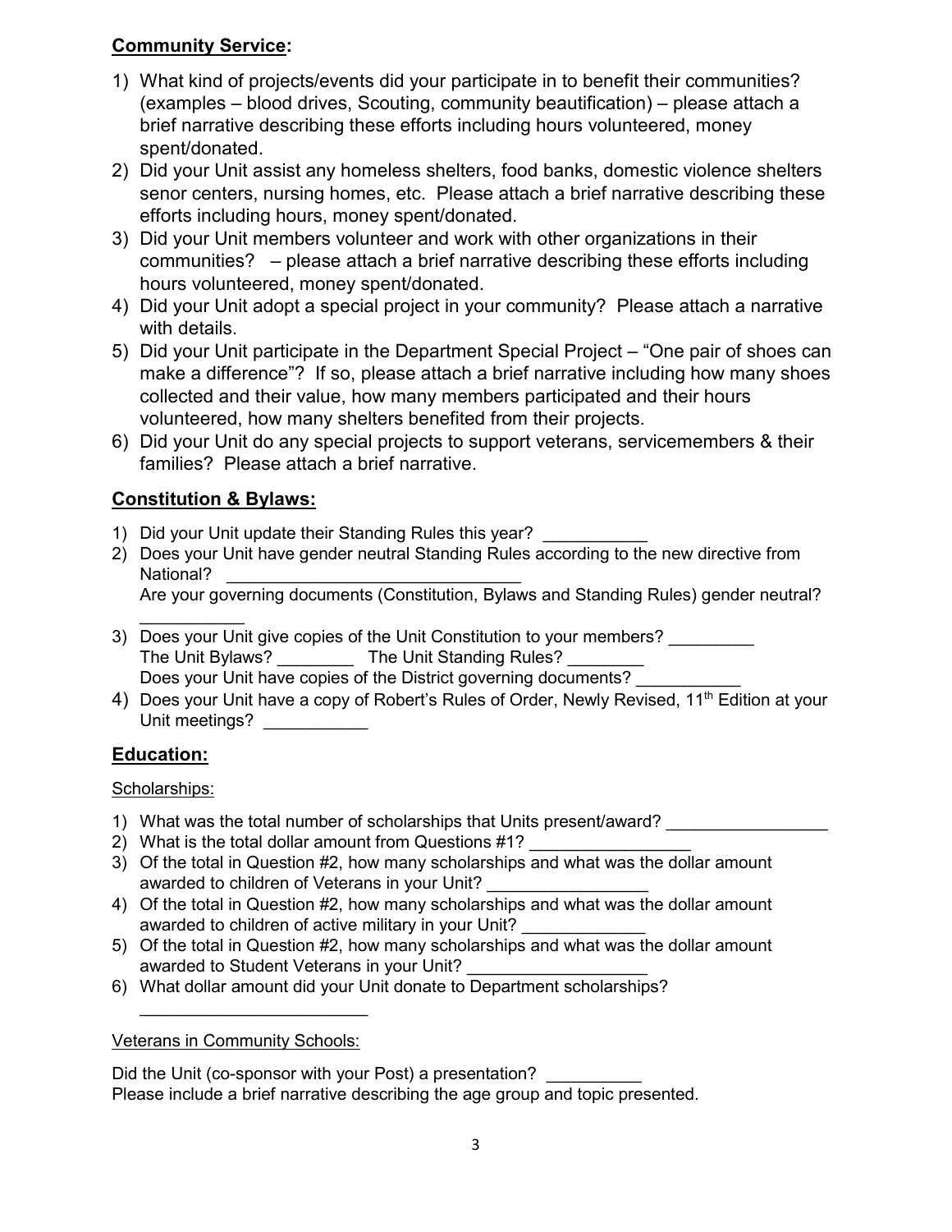**Community Service:**

1) What kind of projects/events did your participate in to benefit their communities? (examples – blood drives, Scouting, community beautification) – please attach a brief narrative describing these efforts including hours volunteered, money spent/donated.
2) Did your Unit assist any homeless shelters, food banks, domestic violence shelters senor centers, nursing homes, etc. Please attach a brief narrative describing these efforts including hours, money spent/donated.
3) Did your Unit members volunteer and work with other organizations in their communities? – please attach a brief narrative describing these efforts including hours volunteered, money spent/donated.
4) Did your Unit adopt a special project in your community? Please attach a narrative with details.
5) Did your Unit participate in the Department Special Project – "One pair of shoes can make a difference"? If so, please attach a brief narrative including how many shoes collected and their value, how many members participated and their hours volunteered, how many shelters benefited from their projects.
6) Did your Unit do any special projects to support veterans, servicemembers & their families? Please attach a brief narrative.

**Constitution & Bylaws:**

1) Did your Unit update their Standing Rules this year? ___________
2) Does your Unit have gender neutral Standing Rules according to the new directive from National? _______________________________
   Are your governing documents (Constitution, Bylaws and Standing Rules) gender neutral? ___________
3) Does your Unit give copies of the Unit Constitution to your members? _________
   The Unit Bylaws? ________ The Unit Standing Rules? ________
   Does your Unit have copies of the District governing documents? ___________
4) Does your Unit have a copy of Robert's Rules of Order, Newly Revised, 11th Edition at your Unit meetings? ___________

**Education:**

Scholarships:

1) What was the total number of scholarships that Units present/award? _________________
2) What is the total dollar amount from Questions #1? _________________
3) Of the total in Question #2, how many scholarships and what was the dollar amount awarded to children of Veterans in your Unit? _________________
4) Of the total in Question #2, how many scholarships and what was the dollar amount awarded to children of active military in your Unit? _____________
5) Of the total in Question #2, how many scholarships and what was the dollar amount awarded to Student Veterans in your Unit? ___________________
6) What dollar amount did your Unit donate to Department scholarships? ________________________

Veterans in Community Schools:

Did the Unit (co-sponsor with your Post) a presentation? __________
Please include a brief narrative describing the age group and topic presented.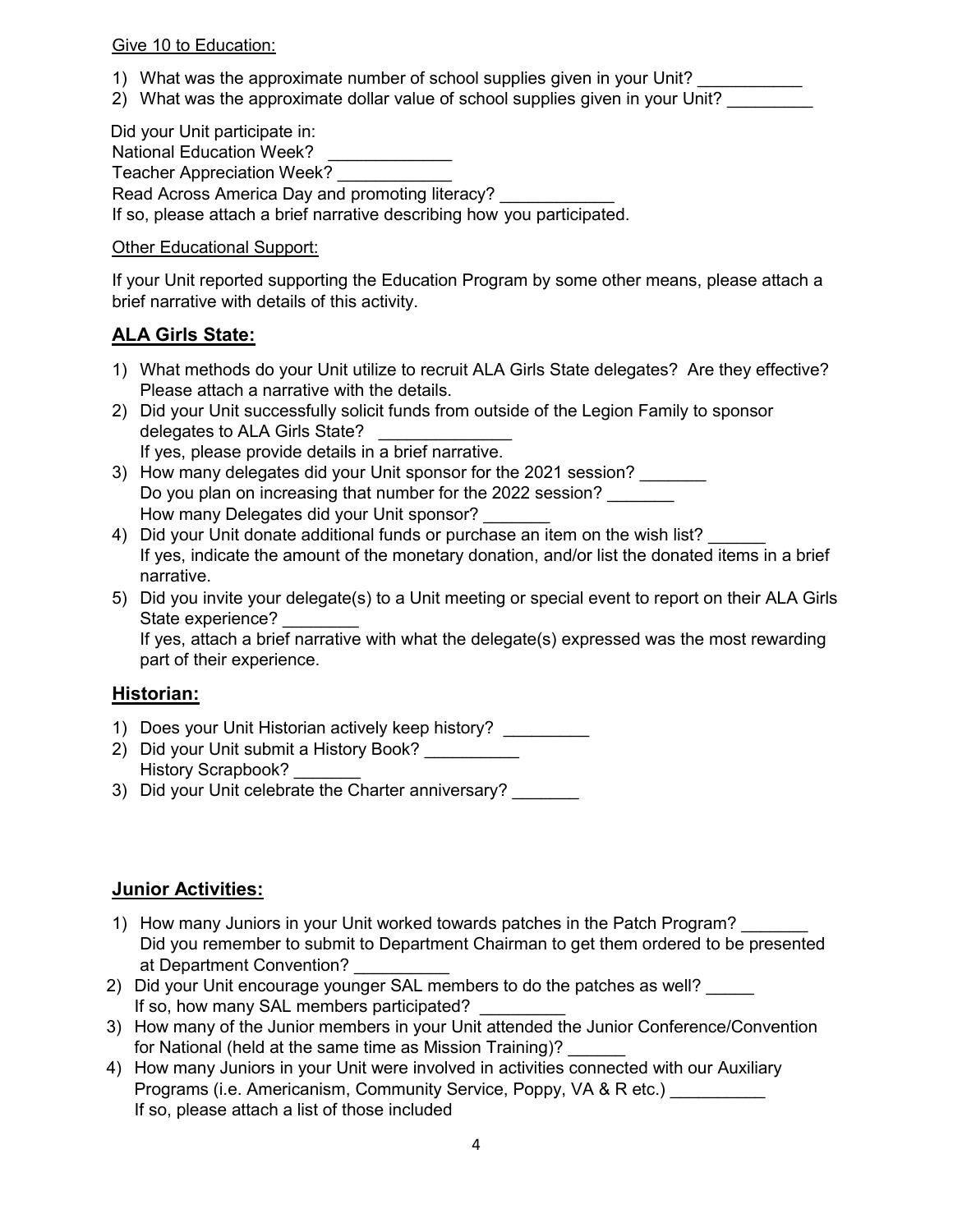Give 10 to Education:

1) What was the approximate number of school supplies given in your Unit? ___________
2) What was the approximate dollar value of school supplies given in your Unit? _________

Did your Unit participate in:
National Education Week? _____________
Teacher Appreciation Week? ____________
Read Across America Day and promoting literacy? ____________
If so, please attach a brief narrative describing how you participated.

Other Educational Support:

If your Unit reported supporting the Education Program by some other means, please attach a brief narrative with details of this activity.

## ALA Girls State:

1) What methods do your Unit utilize to recruit ALA Girls State delegates? Are they effective? Please attach a narrative with the details.
2) Did your Unit successfully solicit funds from outside of the Legion Family to sponsor delegates to ALA Girls State? ______________
   If yes, please provide details in a brief narrative.
3) How many delegates did your Unit sponsor for the 2021 session? _______
   Do you plan on increasing that number for the 2022 session? _______
   How many Delegates did your Unit sponsor? _______
4) Did your Unit donate additional funds or purchase an item on the wish list? ______
   If yes, indicate the amount of the monetary donation, and/or list the donated items in a brief narrative.
5) Did you invite your delegate(s) to a Unit meeting or special event to report on their ALA Girls State experience? ________
   If yes, attach a brief narrative with what the delegate(s) expressed was the most rewarding part of their experience.

## Historian:

1) Does your Unit Historian actively keep history? _________
2) Did your Unit submit a History Book? __________
   History Scrapbook? _______
3) Did your Unit celebrate the Charter anniversary? _______

## Junior Activities:

1) How many Juniors in your Unit worked towards patches in the Patch Program? _______
   Did you remember to submit to Department Chairman to get them ordered to be presented at Department Convention? __________
2) Did your Unit encourage younger SAL members to do the patches as well? _____
   If so, how many SAL members participated? _________
3) How many of the Junior members in your Unit attended the Junior Conference/Convention for National (held at the same time as Mission Training)? ______
4) How many Juniors in your Unit were involved in activities connected with our Auxiliary Programs (i.e. Americanism, Community Service, Poppy, VA & R etc.) __________
   If so, please attach a list of those included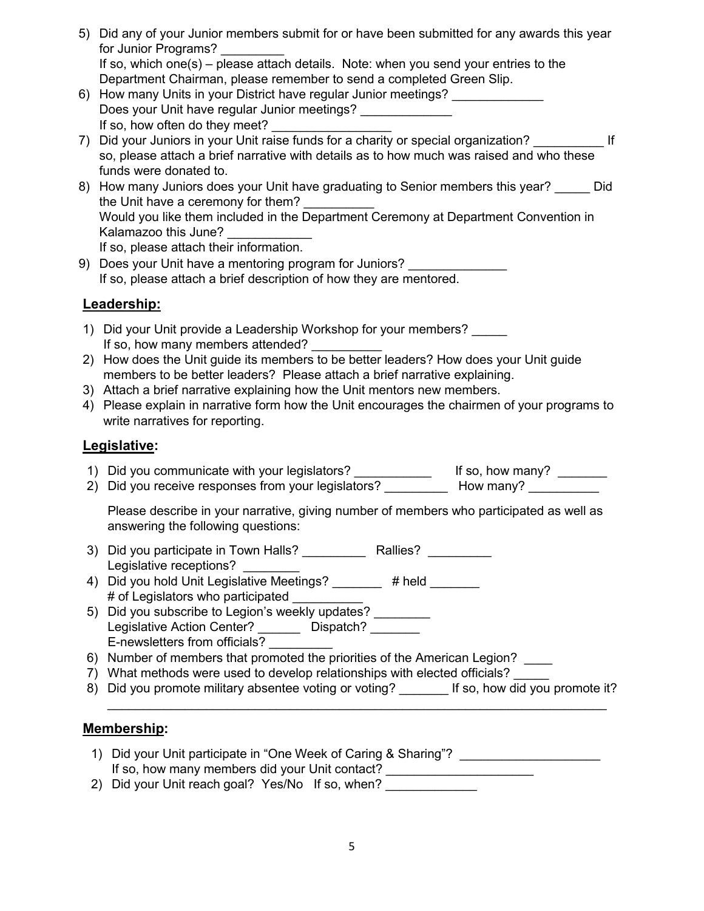5) Did any of your Junior members submit for or have been submitted for any awards this year for Junior Programs? _________
   If so, which one(s) – please attach details. Note: when you send your entries to the Department Chairman, please remember to send a completed Green Slip.
6) How many Units in your District have regular Junior meetings? _____________
   Does your Unit have regular Junior meetings? _____________
   If so, how often do they meet? ________________
7) Did your Juniors in your Unit raise funds for a charity or special organization? __________ If so, please attach a brief narrative with details as to how much was raised and who these funds were donated to.
8) How many Juniors does your Unit have graduating to Senior members this year? _____ Did the Unit have a ceremony for them? __________
   Would you like them included in the Department Ceremony at Department Convention in Kalamazoo this June? ____________
   If so, please attach their information.
9) Does your Unit have a mentoring program for Juniors? ______________
   If so, please attach a brief description of how they are mentored.

## Leadership:

1) Did your Unit provide a Leadership Workshop for your members? _____
   If so, how many members attended? __________
2) How does the Unit guide its members to be better leaders? How does your Unit guide members to be better leaders? Please attach a brief narrative explaining.
3) Attach a brief narrative explaining how the Unit mentors new members.
4) Please explain in narrative form how the Unit encourages the chairmen of your programs to write narratives for reporting.

## Legislative:

1) Did you communicate with your legislators? ___________ If so, how many? _______
2) Did you receive responses from your legislators? _________ How many? __________

   Please describe in your narrative, giving number of members who participated as well as answering the following questions:

3) Did you participate in Town Halls? _________ Rallies? _________
   Legislative receptions? ________
4) Did you hold Unit Legislative Meetings? _______ # held _______
   # of Legislators who participated __________
5) Did you subscribe to Legion's weekly updates? ________
   Legislative Action Center? ______ Dispatch? _______
   E-newsletters from officials? _________
6) Number of members that promoted the priorities of the American Legion? ____
7) What methods were used to develop relationships with elected officials? _____
8) Did you promote military absentee voting or voting? _______ If so, how did you promote it?
   ___________________________________________________________________________

## Membership:

1) Did your Unit participate in "One Week of Caring & Sharing"? ____________________
   If so, how many members did your Unit contact? _____________________
2) Did your Unit reach goal? Yes/No If so, when? _____________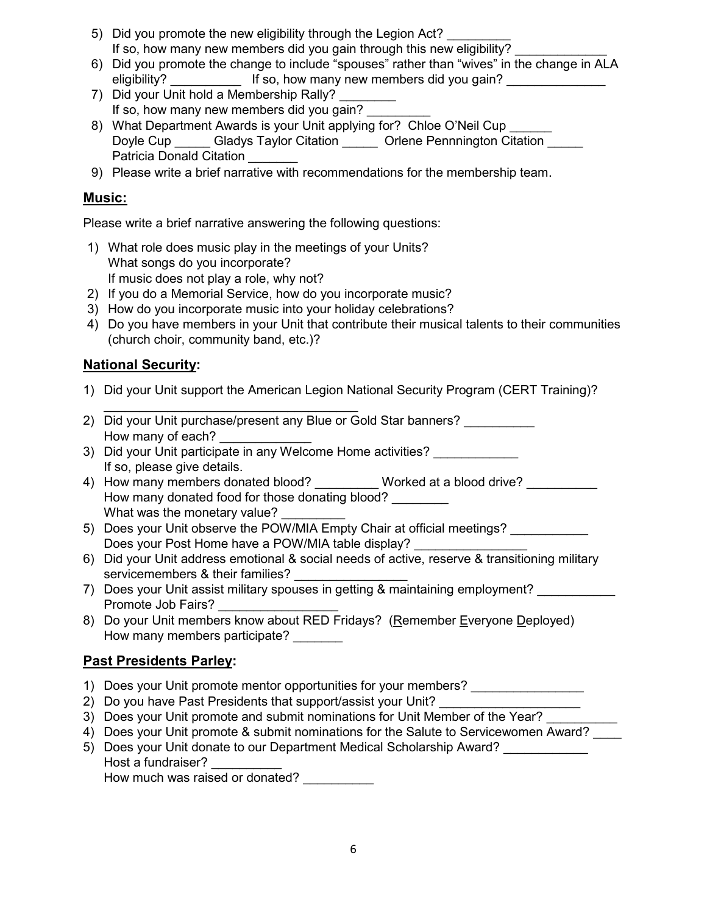5) Did you promote the new eligibility through the Legion Act? _________
   If so, how many new members did you gain through this new eligibility? _____________
6) Did you promote the change to include "spouses" rather than "wives" in the change in ALA eligibility? __________ If so, how many new members did you gain? ______________
7) Did your Unit hold a Membership Rally? ________
   If so, how many new members did you gain? _________
8) What Department Awards is your Unit applying for? Chloe O'Neil Cup ______
   Doyle Cup _____ Gladys Taylor Citation _____ Orlene Pennnington Citation _____
   Patricia Donald Citation _______
9) Please write a brief narrative with recommendations for the membership team.

## Music:

Please write a brief narrative answering the following questions:

1) What role does music play in the meetings of your Units?
   What songs do you incorporate?
   If music does not play a role, why not?
2) If you do a Memorial Service, how do you incorporate music?
3) How do you incorporate music into your holiday celebrations?
4) Do you have members in your Unit that contribute their musical talents to their communities (church choir, community band, etc.)?

## National Security:

1) Did your Unit support the American Legion National Security Program (CERT Training)?
   _____________________________________
2) Did your Unit purchase/present any Blue or Gold Star banners? __________
   How many of each? _____________
3) Did your Unit participate in any Welcome Home activities? ____________
   If so, please give details.
4) How many members donated blood? _________ Worked at a blood drive? __________
   How many donated food for those donating blood? ________
   What was the monetary value? _________
5) Does your Unit observe the POW/MIA Empty Chair at official meetings? ___________
   Does your Post Home have a POW/MIA table display? ________________
6) Did your Unit address emotional & social needs of active, reserve & transitioning military servicemembers & their families? ________________
7) Does your Unit assist military spouses in getting & maintaining employment? ___________
   Promote Job Fairs? _________________
8) Do your Unit members know about RED Fridays? (Remember Everyone Deployed)
   How many members participate? _______

## Past Presidents Parley:

1) Does your Unit promote mentor opportunities for your members? ________________
2) Do you have Past Presidents that support/assist your Unit? ____________________
3) Does your Unit promote and submit nominations for Unit Member of the Year? __________
4) Does your Unit promote & submit nominations for the Salute to Servicewomen Award? ____
5) Does your Unit donate to our Department Medical Scholarship Award? ____________
   Host a fundraiser? __________
   How much was raised or donated? __________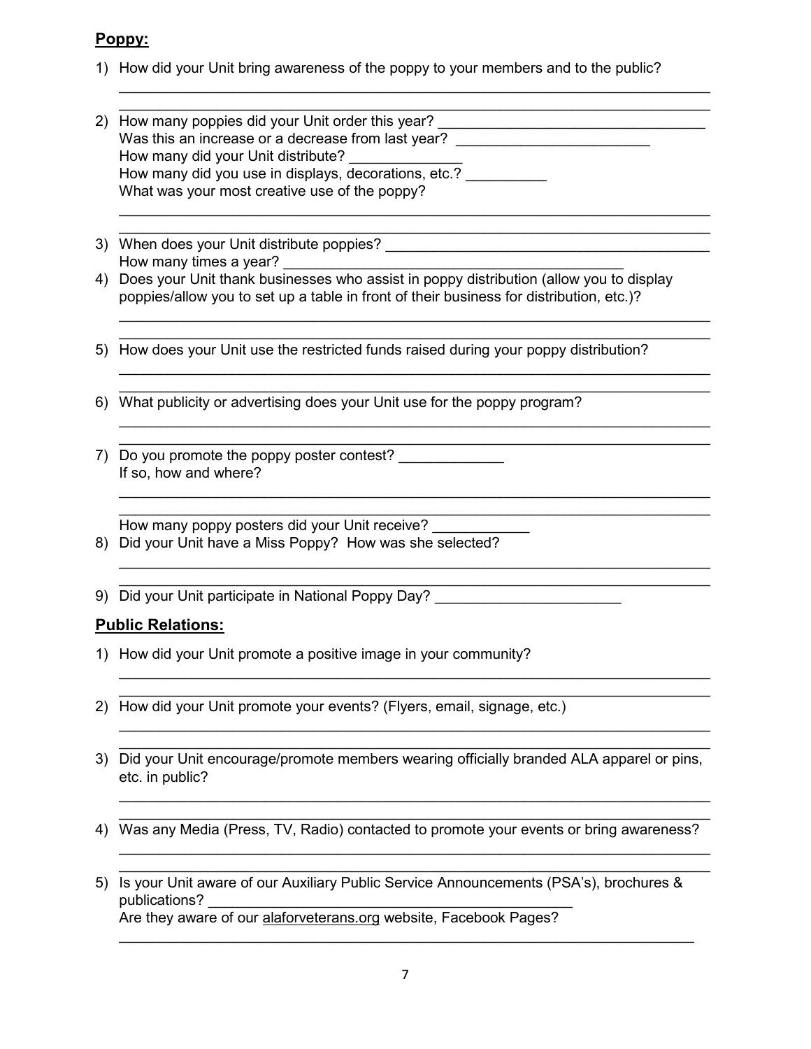## Poppy:

1) How did your Unit bring awareness of the poppy to your members and to the public?

_____________________________________________________________________________

_____________________________________________________________________________

2) How many poppies did your Unit order this year? ________________________________

   Was this an increase or a decrease from last year? ________________________

   How many did your Unit distribute? ______________

   How many did you use in displays, decorations, etc.? __________

   What was your most creative use of the poppy?

_____________________________________________________________________________

_____________________________________________________________________________

3) When does your Unit distribute poppies? _______________________________________

   How many times a year? ____________________________________________

4) Does your Unit thank businesses who assist in poppy distribution (allow you to display poppies/allow you to set up a table in front of their business for distribution, etc.)?

_____________________________________________________________________________

_____________________________________________________________________________

5) How does your Unit use the restricted funds raised during your poppy distribution?

_____________________________________________________________________________

_____________________________________________________________________________

6) What publicity or advertising does your Unit use for the poppy program?

_____________________________________________________________________________

_____________________________________________________________________________

7) Do you promote the poppy poster contest? _____________

   If so, how and where?

_____________________________________________________________________________

_____________________________________________________________________________

   How many poppy posters did your Unit receive? ____________

8) Did your Unit have a Miss Poppy? How was she selected?

_____________________________________________________________________________

_____________________________________________________________________________

9) Did your Unit participate in National Poppy Day? _______________________

## Public Relations:

1) How did your Unit promote a positive image in your community?

_____________________________________________________________________________

_____________________________________________________________________________

2) How did your Unit promote your events? (Flyers, email, signage, etc.)

_____________________________________________________________________________

_____________________________________________________________________________

3) Did your Unit encourage/promote members wearing officially branded ALA apparel or pins, etc. in public?

_____________________________________________________________________________

_____________________________________________________________________________

4) Was any Media (Press, TV, Radio) contacted to promote your events or bring awareness?

_____________________________________________________________________________

_____________________________________________________________________________

5) Is your Unit aware of our Auxiliary Public Service Announcements (PSA's), brochures & publications? ____________________________________________

   Are they aware of our alaforveterans.org website, Facebook Pages?

_____________________________________________________________________________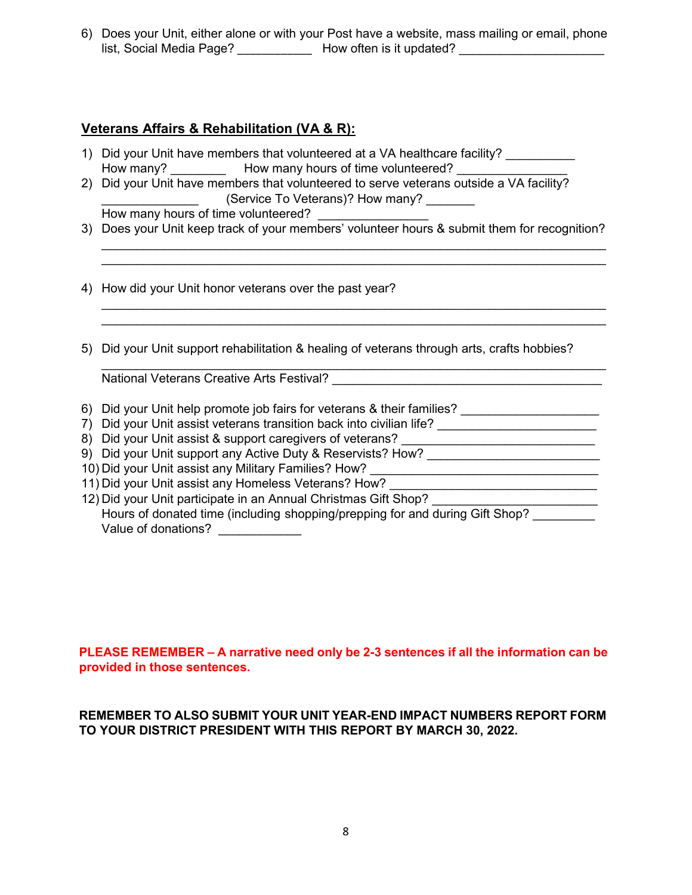6) Does your Unit, either alone or with your Post have a website, mass mailing or email, phone list, Social Media Page? ___________ How often is it updated? _____________________

**Veterans Affairs & Rehabilitation (VA & R):**

1) Did your Unit have members that volunteered at a VA healthcare facility? __________
   How many? ________ How many hours of time volunteered? ________________
2) Did your Unit have members that volunteered to serve veterans outside a VA facility? ______________ (Service To Veterans)? How many? _______
   How many hours of time volunteered? ________________
3) Does your Unit keep track of your members' volunteer hours & submit them for recognition?
   ___________________________________________________________________________
   ___________________________________________________________________________

4) How did your Unit honor veterans over the past year?
   ___________________________________________________________________________
   ___________________________________________________________________________

5) Did your Unit support rehabilitation & healing of veterans through arts, crafts hobbies?
   ___________________________________________________________________________
   National Veterans Creative Arts Festival? _________________________________________

6) Did your Unit help promote job fairs for veterans & their families? ____________________
7) Did your Unit assist veterans transition back into civilian life? ______________________
8) Did your Unit assist & support caregivers of veterans? ____________________________
9) Did your Unit support any Active Duty & Reservists? How? _________________________
10) Did your Unit assist any Military Families? How? _________________________________
11) Did your Unit assist any Homeless Veterans? How? ______________________________
12) Did your Unit participate in an Annual Christmas Gift Shop? _______________________
    Hours of donated time (including shopping/prepping for and during Gift Shop? _________
    Value of donations? ____________

**PLEASE REMEMBER – A narrative need only be 2-3 sentences if all the information can be provided in those sentences.**

**REMEMBER TO ALSO SUBMIT YOUR UNIT YEAR-END IMPACT NUMBERS REPORT FORM TO YOUR DISTRICT PRESIDENT WITH THIS REPORT BY MARCH 30, 2022.**